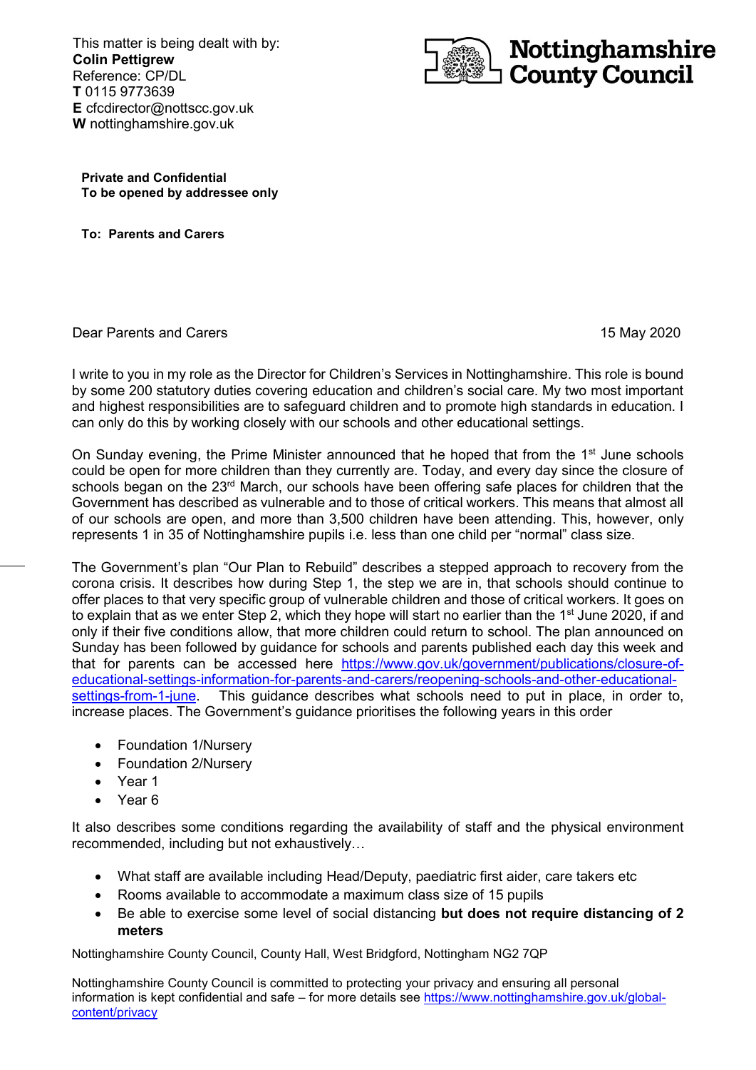This matter is being dealt with by:
**Colin Pettigrew**
Reference: CP/DL
**T** 0115 9773639
**E** cfcdirector@nottscc.gov.uk
**W** nottinghamshire.gov.uk

**Nottinghamshire County Council**

**Private and Confidential**
**To be opened by addressee only**

**To: Parents and Carers**

Dear Parents and Carers

15 May 2020

I write to you in my role as the Director for Children's Services in Nottinghamshire. This role is bound by some 200 statutory duties covering education and children's social care. My two most important and highest responsibilities are to safeguard children and to promote high standards in education. I can only do this by working closely with our schools and other educational settings.

On Sunday evening, the Prime Minister announced that he hoped that from the 1st June schools could be open for more children than they currently are. Today, and every day since the closure of schools began on the 23rd March, our schools have been offering safe places for children that the Government has described as vulnerable and to those of critical workers. This means that almost all of our schools are open, and more than 3,500 children have been attending. This, however, only represents 1 in 35 of Nottinghamshire pupils i.e. less than one child per "normal" class size.

The Government's plan "Our Plan to Rebuild" describes a stepped approach to recovery from the corona crisis. It describes how during Step 1, the step we are in, that schools should continue to offer places to that very specific group of vulnerable children and those of critical workers. It goes on to explain that as we enter Step 2, which they hope will start no earlier than the 1st June 2020, if and only if their five conditions allow, that more children could return to school. The plan announced on Sunday has been followed by guidance for schools and parents published each day this week and that for parents can be accessed here [https://www.gov.uk/government/publications/closure-of-educational-settings-information-for-parents-and-carers/reopening-schools-and-other-educational-settings-from-1-june](https://www.gov.uk/government/publications/closure-of-educational-settings-information-for-parents-and-carers/reopening-schools-and-other-educational-settings-from-1-june). This guidance describes what schools need to put in place, in order to, increase places. The Government's guidance prioritises the following years in this order

- Foundation 1/Nursery
- Foundation 2/Nursery
- Year 1
- Year 6

It also describes some conditions regarding the availability of staff and the physical environment recommended, including but not exhaustively…

- What staff are available including Head/Deputy, paediatric first aider, care takers etc
- Rooms available to accommodate a maximum class size of 15 pupils
- Be able to exercise some level of social distancing **but does not require distancing of 2 meters**

Nottinghamshire County Council, County Hall, West Bridgford, Nottingham NG2 7QP

Nottinghamshire County Council is committed to protecting your privacy and ensuring all personal information is kept confidential and safe – for more details see [https://www.nottinghamshire.gov.uk/global-content/privacy](https://www.nottinghamshire.gov.uk/global-content/privacy)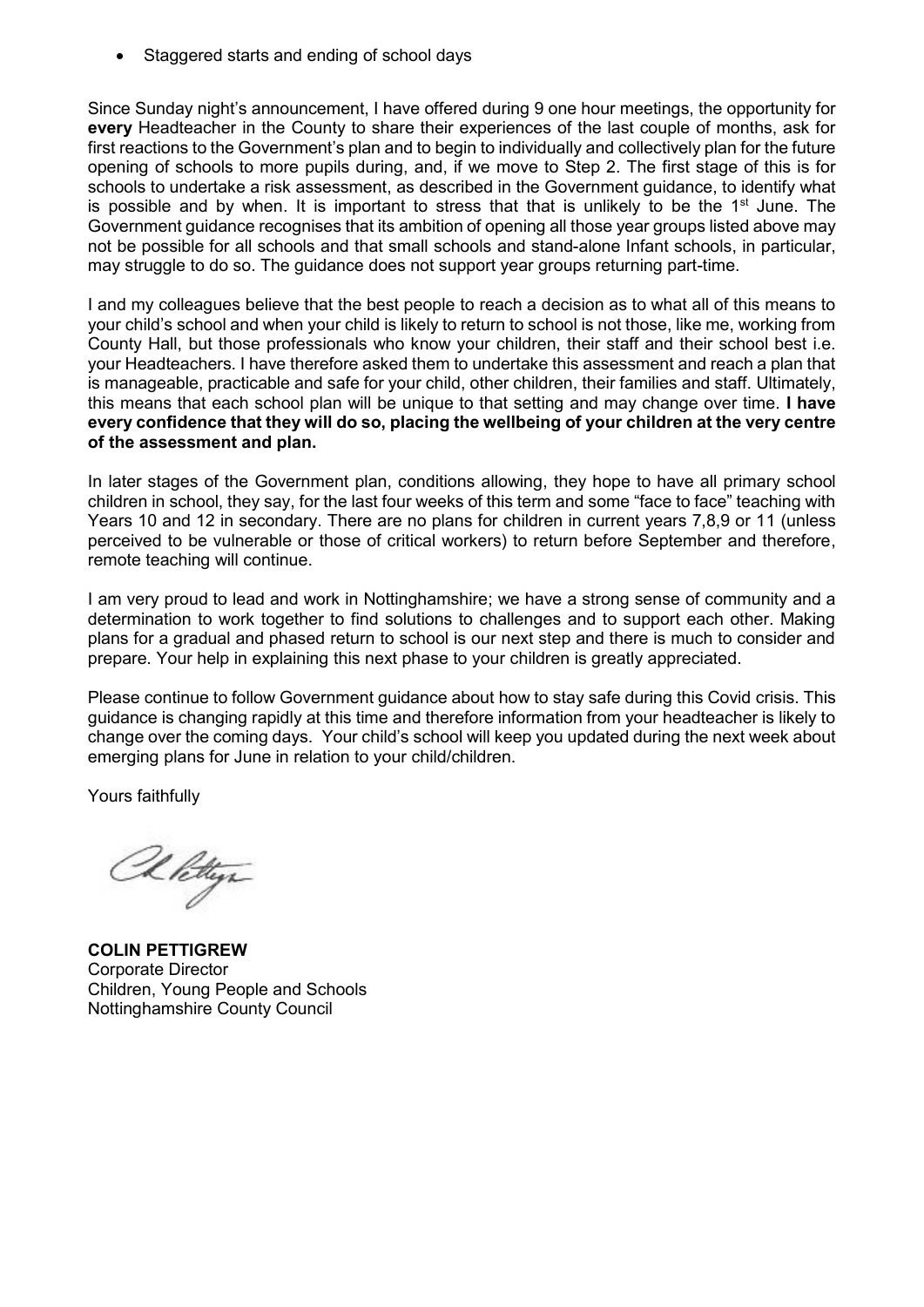- Staggered starts and ending of school days

Since Sunday night's announcement, I have offered during 9 one hour meetings, the opportunity for **every** Headteacher in the County to share their experiences of the last couple of months, ask for first reactions to the Government's plan and to begin to individually and collectively plan for the future opening of schools to more pupils during, and, if we move to Step 2. The first stage of this is for schools to undertake a risk assessment, as described in the Government guidance, to identify what is possible and by when. It is important to stress that that is unlikely to be the 1st June. The Government guidance recognises that its ambition of opening all those year groups listed above may not be possible for all schools and that small schools and stand-alone Infant schools, in particular, may struggle to do so. The guidance does not support year groups returning part-time.

I and my colleagues believe that the best people to reach a decision as to what all of this means to your child's school and when your child is likely to return to school is not those, like me, working from County Hall, but those professionals who know your children, their staff and their school best i.e. your Headteachers. I have therefore asked them to undertake this assessment and reach a plan that is manageable, practicable and safe for your child, other children, their families and staff. Ultimately, this means that each school plan will be unique to that setting and may change over time. **I have every confidence that they will do so, placing the wellbeing of your children at the very centre of the assessment and plan.**

In later stages of the Government plan, conditions allowing, they hope to have all primary school children in school, they say, for the last four weeks of this term and some "face to face" teaching with Years 10 and 12 in secondary. There are no plans for children in current years 7,8,9 or 11 (unless perceived to be vulnerable or those of critical workers) to return before September and therefore, remote teaching will continue.

I am very proud to lead and work in Nottinghamshire; we have a strong sense of community and a determination to work together to find solutions to challenges and to support each other. Making plans for a gradual and phased return to school is our next step and there is much to consider and prepare. Your help in explaining this next phase to your children is greatly appreciated.

Please continue to follow Government guidance about how to stay safe during this Covid crisis. This guidance is changing rapidly at this time and therefore information from your headteacher is likely to change over the coming days. Your child's school will keep you updated during the next week about emerging plans for June in relation to your child/children.

Yours faithfully

**COLIN PETTIGREW**
Corporate Director
Children, Young People and Schools
Nottinghamshire County Council